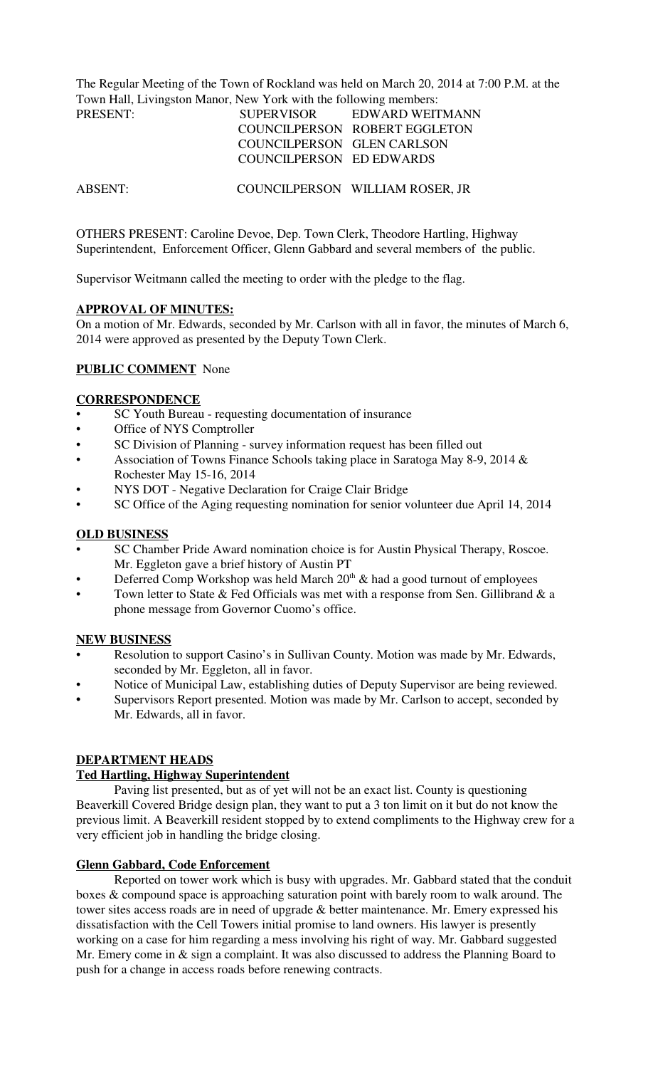The Regular Meeting of the Town of Rockland was held on March 20, 2014 at 7:00 P.M. at the Town Hall, Livingston Manor, New York with the following members:

| | | |
|---|---|---|
| PRESENT: | SUPERVISOR | EDWARD WEITMANN |
| | COUNCILPERSON | ROBERT EGGLETON |
| | COUNCILPERSON | GLEN CARLSON |
| | COUNCILPERSON | ED EDWARDS |
| ABSENT: | COUNCILPERSON | WILLIAM ROSER, JR |

OTHERS PRESENT: Caroline Devoe, Dep. Town Clerk, Theodore Hartling, Highway Superintendent, Enforcement Officer, Glenn Gabbard and several members of the public.

Supervisor Weitmann called the meeting to order with the pledge to the flag.

**APPROVAL OF MINUTES:**

On a motion of Mr. Edwards, seconded by Mr. Carlson with all in favor, the minutes of March 6, 2014 were approved as presented by the Deputy Town Clerk.

**PUBLIC COMMENT** None

**CORRESPONDENCE**

- SC Youth Bureau - requesting documentation of insurance
- Office of NYS Comptroller
- SC Division of Planning - survey information request has been filled out
- Association of Towns Finance Schools taking place in Saratoga May 8-9, 2014 & Rochester May 15-16, 2014
- NYS DOT - Negative Declaration for Craige Clair Bridge
- SC Office of the Aging requesting nomination for senior volunteer due April 14, 2014

**OLD BUSINESS**

- SC Chamber Pride Award nomination choice is for Austin Physical Therapy, Roscoe. Mr. Eggleton gave a brief history of Austin PT
- Deferred Comp Workshop was held March 20th & had a good turnout of employees
- Town letter to State & Fed Officials was met with a response from Sen. Gillibrand & a phone message from Governor Cuomo's office.

**NEW BUSINESS**

- Resolution to support Casino's in Sullivan County. Motion was made by Mr. Edwards, seconded by Mr. Eggleton, all in favor.
- Notice of Municipal Law, establishing duties of Deputy Supervisor are being reviewed.
- Supervisors Report presented. Motion was made by Mr. Carlson to accept, seconded by Mr. Edwards, all in favor.

**DEPARTMENT HEADS**

**Ted Hartling, Highway Superintendent**

Paving list presented, but as of yet will not be an exact list. County is questioning Beaverkill Covered Bridge design plan, they want to put a 3 ton limit on it but do not know the previous limit. A Beaverkill resident stopped by to extend compliments to the Highway crew for a very efficient job in handling the bridge closing.

**Glenn Gabbard, Code Enforcement**

Reported on tower work which is busy with upgrades. Mr. Gabbard stated that the conduit boxes & compound space is approaching saturation point with barely room to walk around. The tower sites access roads are in need of upgrade & better maintenance. Mr. Emery expressed his dissatisfaction with the Cell Towers initial promise to land owners. His lawyer is presently working on a case for him regarding a mess involving his right of way. Mr. Gabbard suggested Mr. Emery come in & sign a complaint. It was also discussed to address the Planning Board to push for a change in access roads before renewing contracts.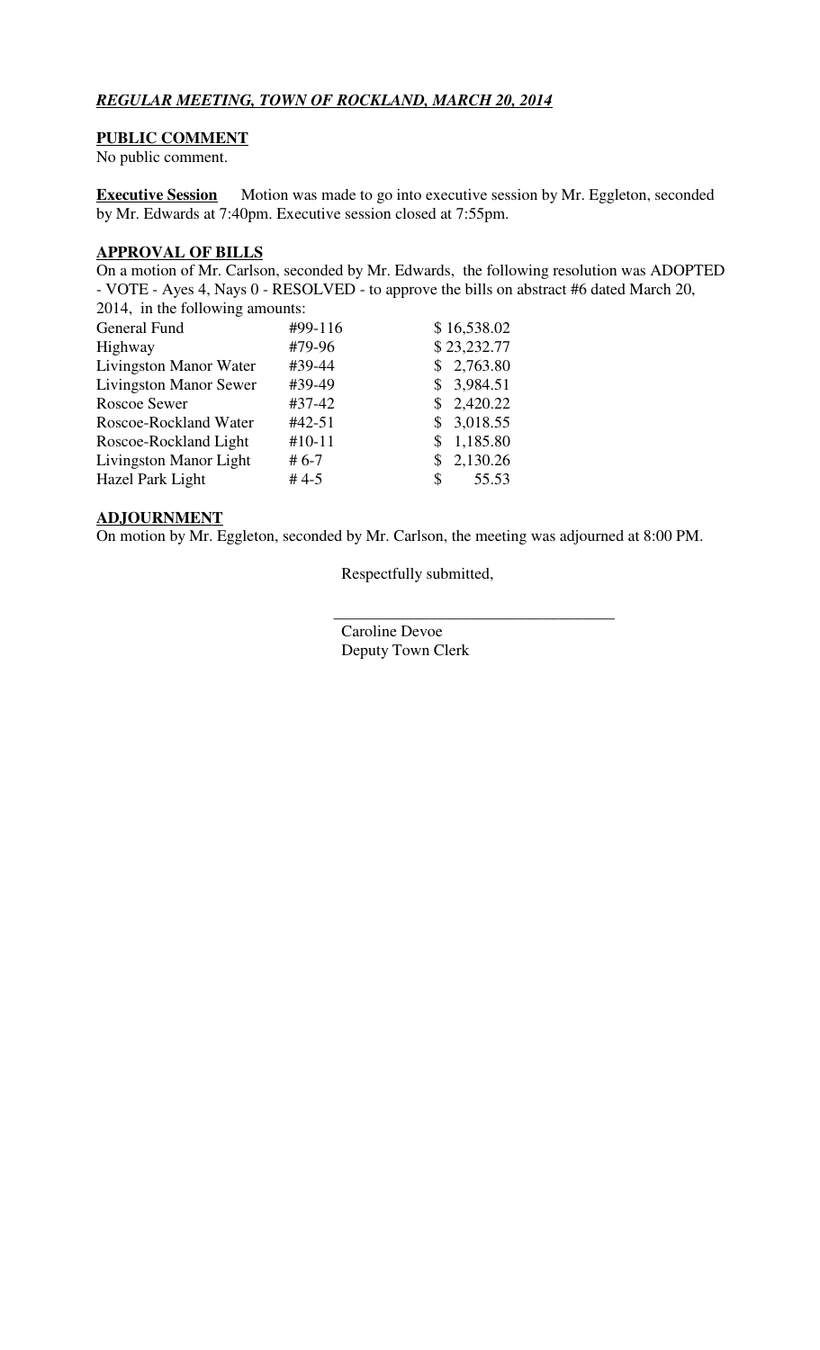***REGULAR MEETING, TOWN OF ROCKLAND, MARCH 20, 2014***

**PUBLIC COMMENT**

No public comment.

**Executive Session** Motion was made to go into executive session by Mr. Eggleton, seconded by Mr. Edwards at 7:40pm. Executive session closed at 7:55pm.

**APPROVAL OF BILLS**

On a motion of Mr. Carlson, seconded by Mr. Edwards, the following resolution was ADOPTED - VOTE - Ayes 4, Nays 0 - RESOLVED - to approve the bills on abstract #6 dated March 20, 2014, in the following amounts:

| | | |
|---|---|---|
| General Fund | #99-116 | $ 16,538.02 |
| Highway | #79-96 | $ 23,232.77 |
| Livingston Manor Water | #39-44 | $ 2,763.80 |
| Livingston Manor Sewer | #39-49 | $ 3,984.51 |
| Roscoe Sewer | #37-42 | $ 2,420.22 |
| Roscoe-Rockland Water | #42-51 | $ 3,018.55 |
| Roscoe-Rockland Light | #10-11 | $ 1,185.80 |
| Livingston Manor Light | # 6-7 | $ 2,130.26 |
| Hazel Park Light | # 4-5 | $ 55.53 |

**ADJOURNMENT**

On motion by Mr. Eggleton, seconded by Mr. Carlson, the meeting was adjourned at 8:00 PM.

Respectfully submitted,

\_\_\_\_\_\_\_\_\_\_\_\_\_\_\_\_\_\_\_\_\_\_\_\_\_\_\_\_\_\_\_\_\_\_

Caroline Devoe
Deputy Town Clerk